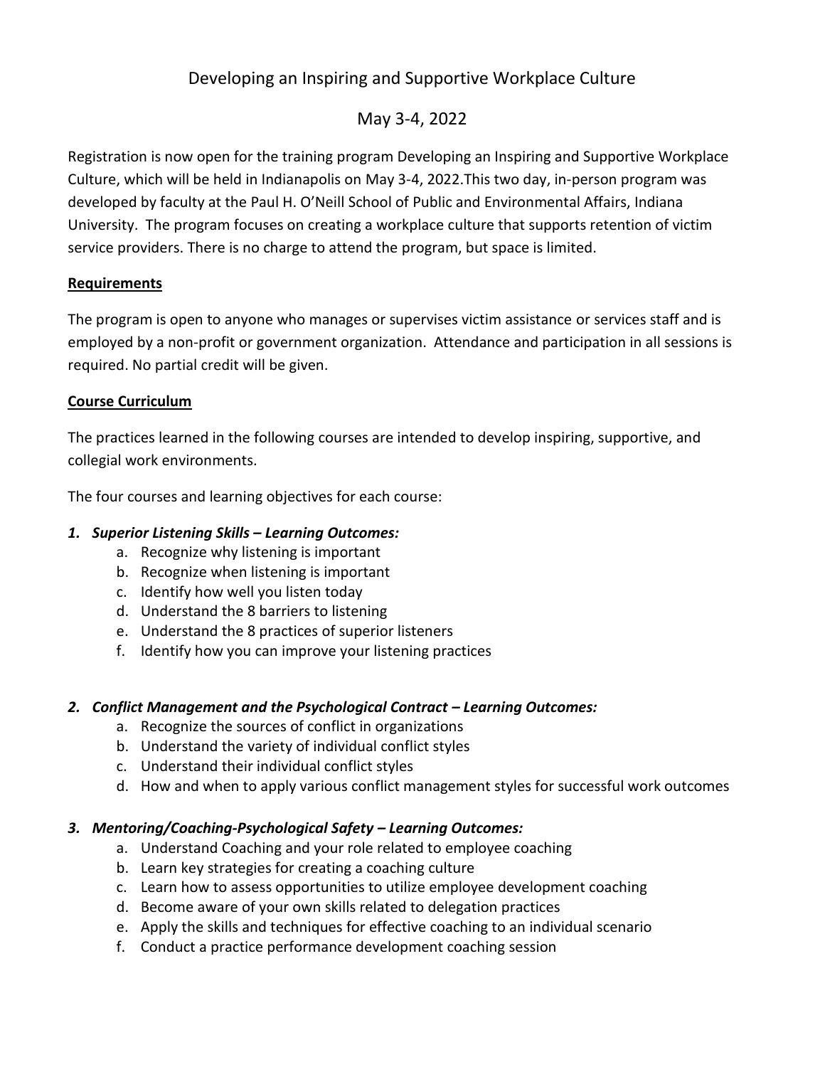# Developing an Inspiring and Supportive Workplace Culture

## May 3-4, 2022

Registration is now open for the training program Developing an Inspiring and Supportive Workplace Culture, which will be held in Indianapolis on May 3-4, 2022.This two day, in-person program was developed by faculty at the Paul H. O'Neill School of Public and Environmental Affairs, Indiana University. The program focuses on creating a workplace culture that supports retention of victim service providers. There is no charge to attend the program, but space is limited.

**Requirements**

The program is open to anyone who manages or supervises victim assistance or services staff and is employed by a non-profit or government organization. Attendance and participation in all sessions is required. No partial credit will be given.

**Course Curriculum**

The practices learned in the following courses are intended to develop inspiring, supportive, and collegial work environments.

The four courses and learning objectives for each course:

1. ***Superior Listening Skills – Learning Outcomes:***
   a. Recognize why listening is important
   b. Recognize when listening is important
   c. Identify how well you listen today
   d. Understand the 8 barriers to listening
   e. Understand the 8 practices of superior listeners
   f. Identify how you can improve your listening practices

2. ***Conflict Management and the Psychological Contract – Learning Outcomes:***
   a. Recognize the sources of conflict in organizations
   b. Understand the variety of individual conflict styles
   c. Understand their individual conflict styles
   d. How and when to apply various conflict management styles for successful work outcomes

3. ***Mentoring/Coaching-Psychological Safety – Learning Outcomes:***
   a. Understand Coaching and your role related to employee coaching
   b. Learn key strategies for creating a coaching culture
   c. Learn how to assess opportunities to utilize employee development coaching
   d. Become aware of your own skills related to delegation practices
   e. Apply the skills and techniques for effective coaching to an individual scenario
   f. Conduct a practice performance development coaching session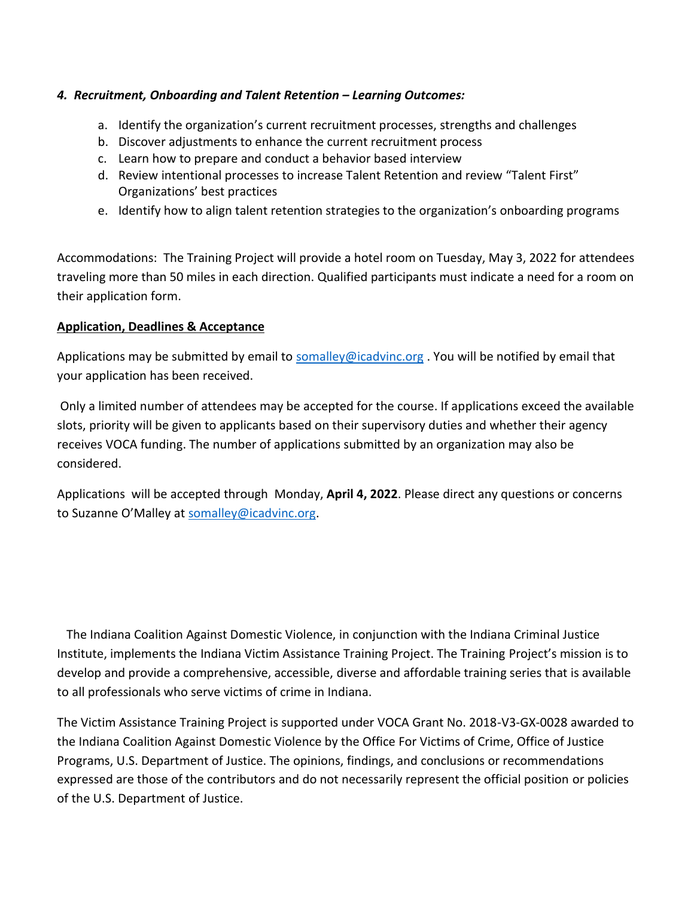***4. Recruitment, Onboarding and Talent Retention – Learning Outcomes:***

a. Identify the organization's current recruitment processes, strengths and challenges
b. Discover adjustments to enhance the current recruitment process
c. Learn how to prepare and conduct a behavior based interview
d. Review intentional processes to increase Talent Retention and review "Talent First" Organizations' best practices
e. Identify how to align talent retention strategies to the organization's onboarding programs

Accommodations: The Training Project will provide a hotel room on Tuesday, May 3, 2022 for attendees traveling more than 50 miles in each direction. Qualified participants must indicate a need for a room on their application form.

**Application, Deadlines & Acceptance**

Applications may be submitted by email to somalley@icadvinc.org . You will be notified by email that your application has been received.

Only a limited number of attendees may be accepted for the course. If applications exceed the available slots, priority will be given to applicants based on their supervisory duties and whether their agency receives VOCA funding. The number of applications submitted by an organization may also be considered.

Applications will be accepted through Monday, **April 4, 2022**. Please direct any questions or concerns to Suzanne O'Malley at somalley@icadvinc.org.

The Indiana Coalition Against Domestic Violence, in conjunction with the Indiana Criminal Justice Institute, implements the Indiana Victim Assistance Training Project. The Training Project's mission is to develop and provide a comprehensive, accessible, diverse and affordable training series that is available to all professionals who serve victims of crime in Indiana.

The Victim Assistance Training Project is supported under VOCA Grant No. 2018-V3-GX-0028 awarded to the Indiana Coalition Against Domestic Violence by the Office For Victims of Crime, Office of Justice Programs, U.S. Department of Justice. The opinions, findings, and conclusions or recommendations expressed are those of the contributors and do not necessarily represent the official position or policies of the U.S. Department of Justice.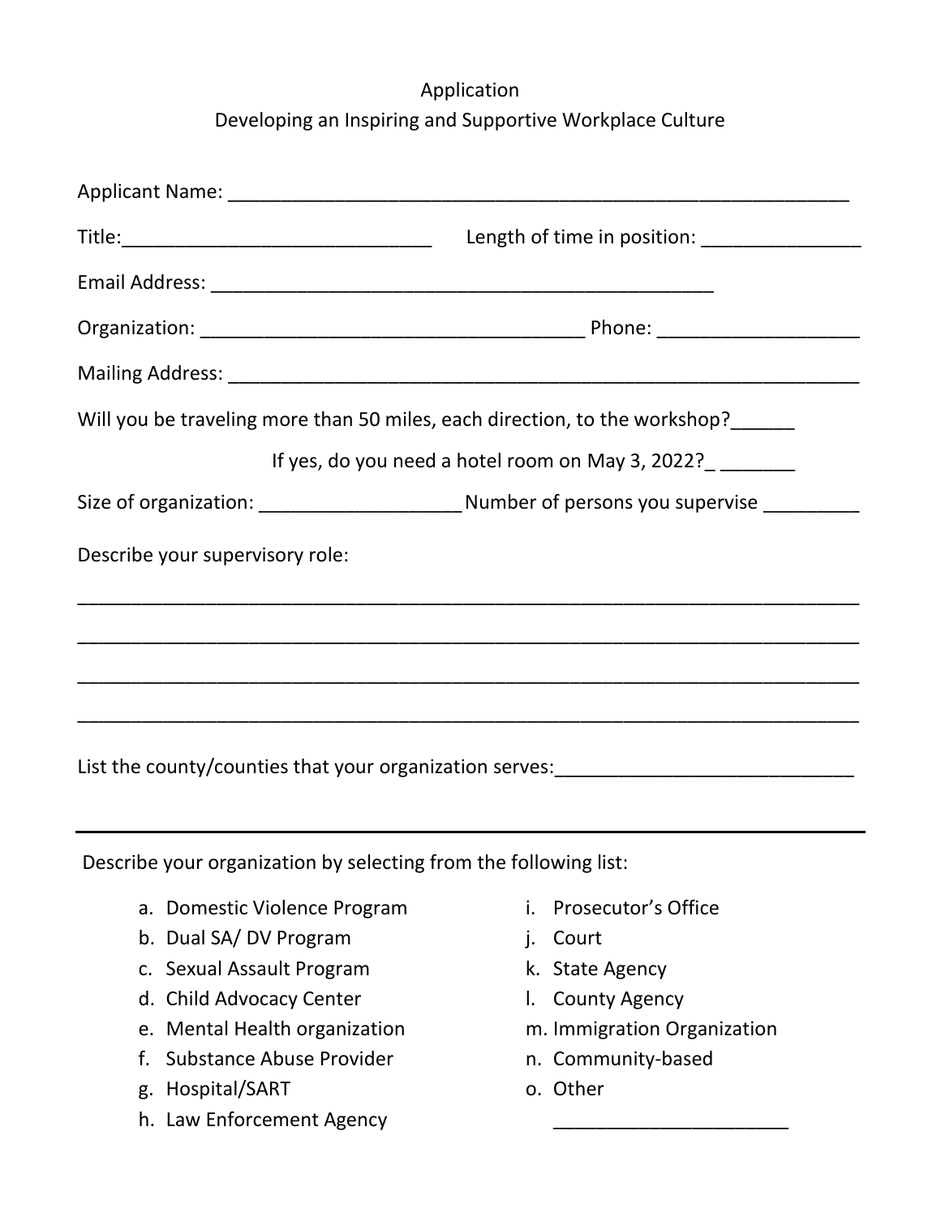# Application

## Developing an Inspiring and Supportive Workplace Culture

Applicant Name: ____________________________________________________________

Title:______________________________ Length of time in position: _______________

Email Address: ________________________________________________

Organization: _____________________________________ Phone: ___________________

Mailing Address: _____________________________________________________________

Will you be traveling more than 50 miles, each direction, to the workshop?______

If yes, do you need a hotel room on May 3, 2022?_ _______

Size of organization: ___________________Number of persons you supervise _________

Describe your supervisory role:

_____________________________________________________________________________

_____________________________________________________________________________

_____________________________________________________________________________

_____________________________________________________________________________

List the county/counties that your organization serves:____________________________

---

Describe your organization by selecting from the following list:

a. Domestic Violence Program
b. Dual SA/ DV Program
c. Sexual Assault Program
d. Child Advocacy Center
e. Mental Health organization
f. Substance Abuse Provider
g. Hospital/SART
h. Law Enforcement Agency
i. Prosecutor's Office
j. Court
k. State Agency
l. County Agency
m. Immigration Organization
n. Community-based
o. Other

    ______________________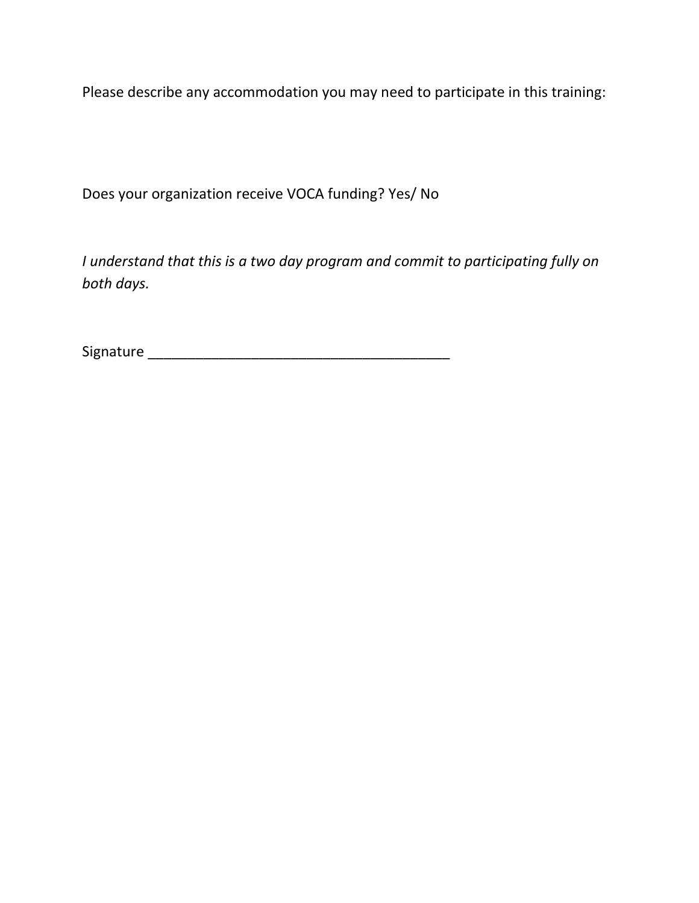Please describe any accommodation you may need to participate in this training:

Does your organization receive VOCA funding? Yes/ No

*I understand that this is a two day program and commit to participating fully on both days.*

Signature _______________________________________